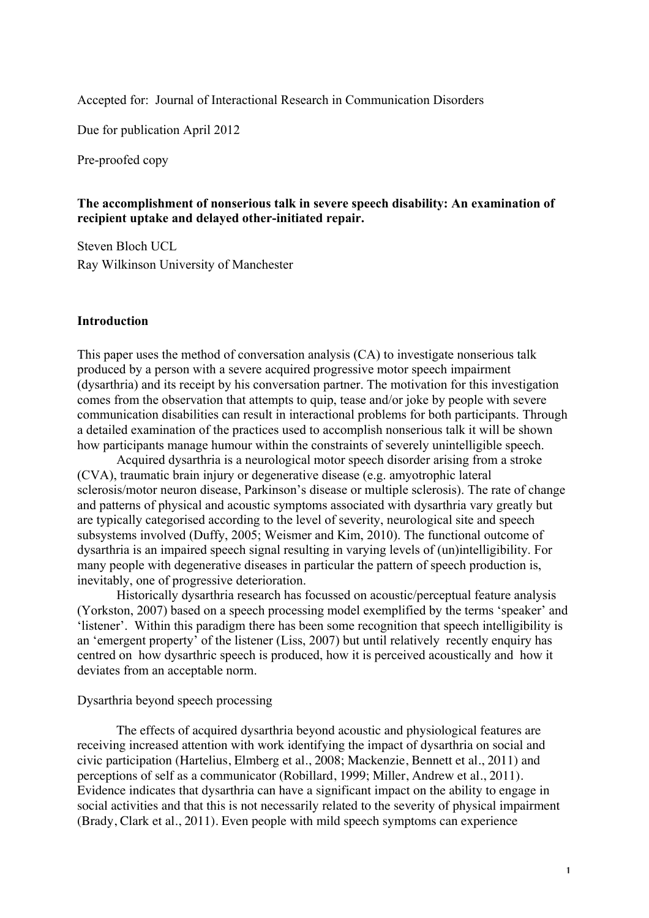Accepted for: Journal of Interactional Research in Communication Disorders

Due for publication April 2012

Pre-proofed copy

**The accomplishment of nonserious talk in severe speech disability: An examination of recipient uptake and delayed other-initiated repair.**

Steven Bloch UCL

Ray Wilkinson University of Manchester

## Introduction

This paper uses the method of conversation analysis (CA) to investigate nonserious talk produced by a person with a severe acquired progressive motor speech impairment (dysarthria) and its receipt by his conversation partner. The motivation for this investigation comes from the observation that attempts to quip, tease and/or joke by people with severe communication disabilities can result in interactional problems for both participants. Through a detailed examination of the practices used to accomplish nonserious talk it will be shown how participants manage humour within the constraints of severely unintelligible speech.

Acquired dysarthria is a neurological motor speech disorder arising from a stroke (CVA), traumatic brain injury or degenerative disease (e.g. amyotrophic lateral sclerosis/motor neuron disease, Parkinson's disease or multiple sclerosis). The rate of change and patterns of physical and acoustic symptoms associated with dysarthria vary greatly but are typically categorised according to the level of severity, neurological site and speech subsystems involved (Duffy, 2005; Weismer and Kim, 2010). The functional outcome of dysarthria is an impaired speech signal resulting in varying levels of (un)intelligibility. For many people with degenerative diseases in particular the pattern of speech production is, inevitably, one of progressive deterioration.

Historically dysarthria research has focussed on acoustic/perceptual feature analysis (Yorkston, 2007) based on a speech processing model exemplified by the terms 'speaker' and 'listener'. Within this paradigm there has been some recognition that speech intelligibility is an 'emergent property' of the listener (Liss, 2007) but until relatively recently enquiry has centred on how dysarthric speech is produced, how it is perceived acoustically and how it deviates from an acceptable norm.

### Dysarthria beyond speech processing

The effects of acquired dysarthria beyond acoustic and physiological features are receiving increased attention with work identifying the impact of dysarthria on social and civic participation (Hartelius, Elmberg et al., 2008; Mackenzie, Bennett et al., 2011) and perceptions of self as a communicator (Robillard, 1999; Miller, Andrew et al., 2011). Evidence indicates that dysarthria can have a significant impact on the ability to engage in social activities and that this is not necessarily related to the severity of physical impairment (Brady, Clark et al., 2011). Even people with mild speech symptoms can experience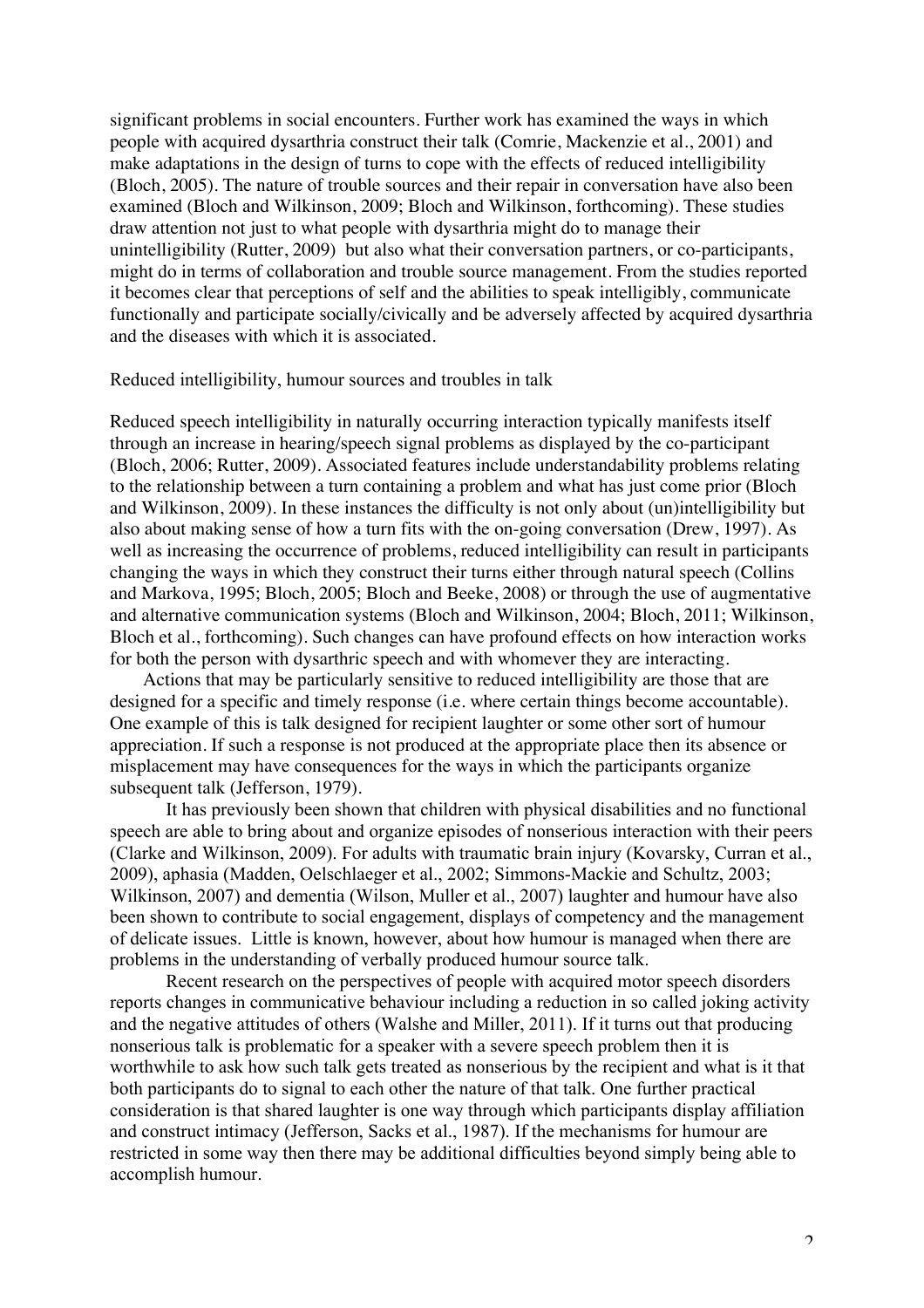significant problems in social encounters. Further work has examined the ways in which people with acquired dysarthria construct their talk (Comrie, Mackenzie et al., 2001) and make adaptations in the design of turns to cope with the effects of reduced intelligibility (Bloch, 2005). The nature of trouble sources and their repair in conversation have also been examined (Bloch and Wilkinson, 2009; Bloch and Wilkinson, forthcoming). These studies draw attention not just to what people with dysarthria might do to manage their unintelligibility (Rutter, 2009) but also what their conversation partners, or co-participants, might do in terms of collaboration and trouble source management. From the studies reported it becomes clear that perceptions of self and the abilities to speak intelligibly, communicate functionally and participate socially/civically and be adversely affected by acquired dysarthria and the diseases with which it is associated.

## Reduced intelligibility, humour sources and troubles in talk

Reduced speech intelligibility in naturally occurring interaction typically manifests itself through an increase in hearing/speech signal problems as displayed by the co-participant (Bloch, 2006; Rutter, 2009). Associated features include understandability problems relating to the relationship between a turn containing a problem and what has just come prior (Bloch and Wilkinson, 2009). In these instances the difficulty is not only about (un)intelligibility but also about making sense of how a turn fits with the on-going conversation (Drew, 1997). As well as increasing the occurrence of problems, reduced intelligibility can result in participants changing the ways in which they construct their turns either through natural speech (Collins and Markova, 1995; Bloch, 2005; Bloch and Beeke, 2008) or through the use of augmentative and alternative communication systems (Bloch and Wilkinson, 2004; Bloch, 2011; Wilkinson, Bloch et al., forthcoming). Such changes can have profound effects on how interaction works for both the person with dysarthric speech and with whomever they are interacting.

Actions that may be particularly sensitive to reduced intelligibility are those that are designed for a specific and timely response (i.e. where certain things become accountable). One example of this is talk designed for recipient laughter or some other sort of humour appreciation. If such a response is not produced at the appropriate place then its absence or misplacement may have consequences for the ways in which the participants organize subsequent talk (Jefferson, 1979).

It has previously been shown that children with physical disabilities and no functional speech are able to bring about and organize episodes of nonserious interaction with their peers (Clarke and Wilkinson, 2009). For adults with traumatic brain injury (Kovarsky, Curran et al., 2009), aphasia (Madden, Oelschlaeger et al., 2002; Simmons-Mackie and Schultz, 2003; Wilkinson, 2007) and dementia (Wilson, Muller et al., 2007) laughter and humour have also been shown to contribute to social engagement, displays of competency and the management of delicate issues. Little is known, however, about how humour is managed when there are problems in the understanding of verbally produced humour source talk.

Recent research on the perspectives of people with acquired motor speech disorders reports changes in communicative behaviour including a reduction in so called joking activity and the negative attitudes of others (Walshe and Miller, 2011). If it turns out that producing nonserious talk is problematic for a speaker with a severe speech problem then it is worthwhile to ask how such talk gets treated as nonserious by the recipient and what is it that both participants do to signal to each other the nature of that talk. One further practical consideration is that shared laughter is one way through which participants display affiliation and construct intimacy (Jefferson, Sacks et al., 1987). If the mechanisms for humour are restricted in some way then there may be additional difficulties beyond simply being able to accomplish humour.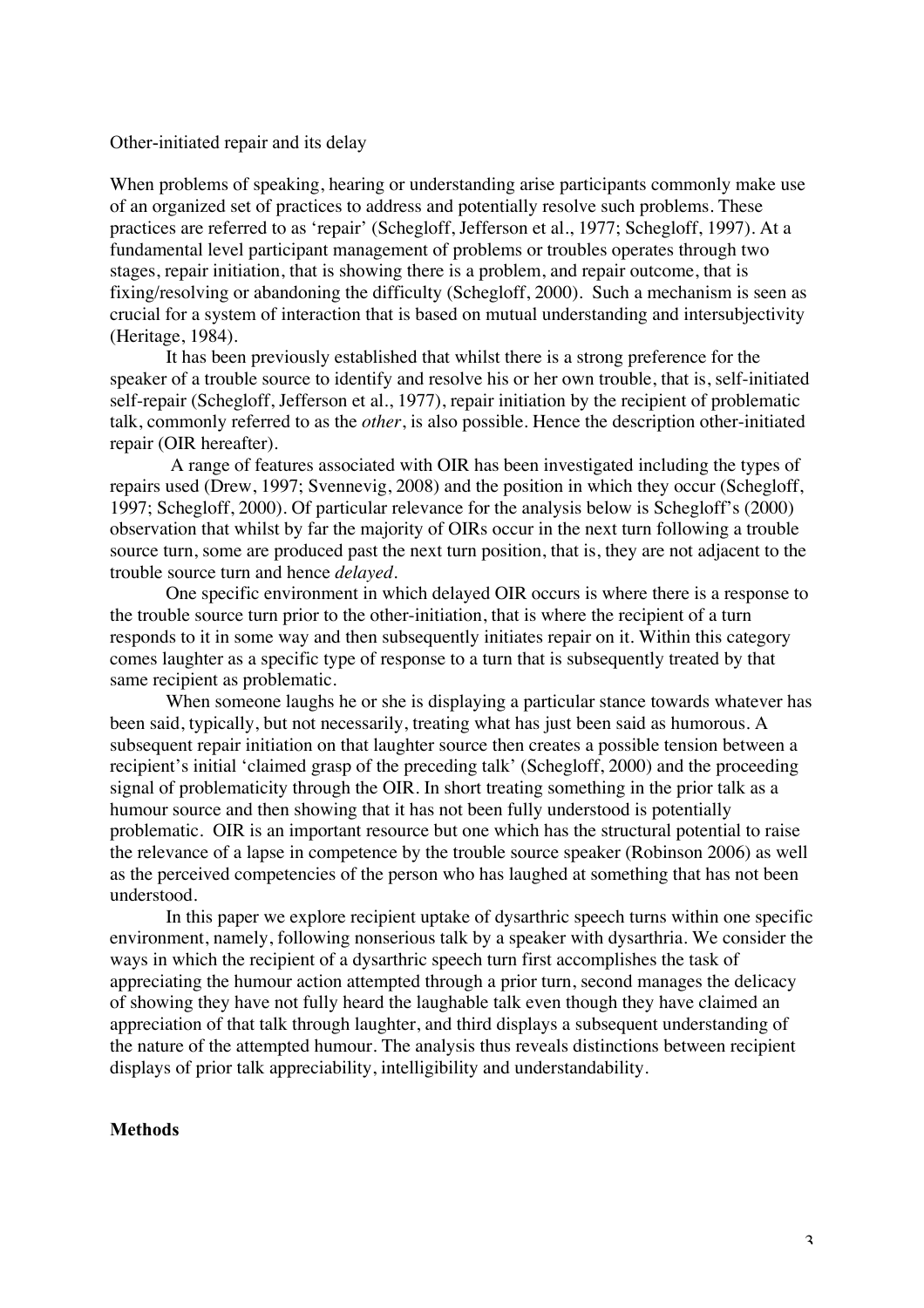Other-initiated repair and its delay

When problems of speaking, hearing or understanding arise participants commonly make use of an organized set of practices to address and potentially resolve such problems. These practices are referred to as 'repair' (Schegloff, Jefferson et al., 1977; Schegloff, 1997). At a fundamental level participant management of problems or troubles operates through two stages, repair initiation, that is showing there is a problem, and repair outcome, that is fixing/resolving or abandoning the difficulty (Schegloff, 2000). Such a mechanism is seen as crucial for a system of interaction that is based on mutual understanding and intersubjectivity (Heritage, 1984).

It has been previously established that whilst there is a strong preference for the speaker of a trouble source to identify and resolve his or her own trouble, that is, self-initiated self-repair (Schegloff, Jefferson et al., 1977), repair initiation by the recipient of problematic talk, commonly referred to as the *other*, is also possible. Hence the description other-initiated repair (OIR hereafter).

A range of features associated with OIR has been investigated including the types of repairs used (Drew, 1997; Svennevig, 2008) and the position in which they occur (Schegloff, 1997; Schegloff, 2000). Of particular relevance for the analysis below is Schegloff's (2000) observation that whilst by far the majority of OIRs occur in the next turn following a trouble source turn, some are produced past the next turn position, that is, they are not adjacent to the trouble source turn and hence *delayed*.

One specific environment in which delayed OIR occurs is where there is a response to the trouble source turn prior to the other-initiation, that is where the recipient of a turn responds to it in some way and then subsequently initiates repair on it. Within this category comes laughter as a specific type of response to a turn that is subsequently treated by that same recipient as problematic.

When someone laughs he or she is displaying a particular stance towards whatever has been said, typically, but not necessarily, treating what has just been said as humorous. A subsequent repair initiation on that laughter source then creates a possible tension between a recipient's initial 'claimed grasp of the preceding talk' (Schegloff, 2000) and the proceeding signal of problematicity through the OIR. In short treating something in the prior talk as a humour source and then showing that it has not been fully understood is potentially problematic. OIR is an important resource but one which has the structural potential to raise the relevance of a lapse in competence by the trouble source speaker (Robinson 2006) as well as the perceived competencies of the person who has laughed at something that has not been understood.

In this paper we explore recipient uptake of dysarthric speech turns within one specific environment, namely, following nonserious talk by a speaker with dysarthria. We consider the ways in which the recipient of a dysarthric speech turn first accomplishes the task of appreciating the humour action attempted through a prior turn, second manages the delicacy of showing they have not fully heard the laughable talk even though they have claimed an appreciation of that talk through laughter, and third displays a subsequent understanding of the nature of the attempted humour. The analysis thus reveals distinctions between recipient displays of prior talk appreciability, intelligibility and understandability.

**Methods**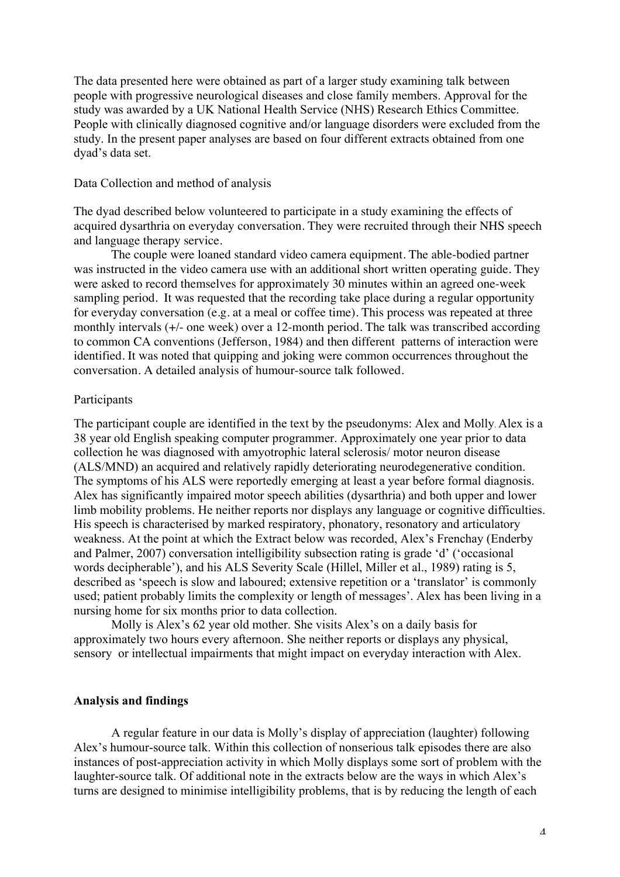The data presented here were obtained as part of a larger study examining talk between people with progressive neurological diseases and close family members. Approval for the study was awarded by a UK National Health Service (NHS) Research Ethics Committee. People with clinically diagnosed cognitive and/or language disorders were excluded from the study. In the present paper analyses are based on four different extracts obtained from one dyad's data set.

Data Collection and method of analysis

The dyad described below volunteered to participate in a study examining the effects of acquired dysarthria on everyday conversation. They were recruited through their NHS speech and language therapy service.

The couple were loaned standard video camera equipment. The able-bodied partner was instructed in the video camera use with an additional short written operating guide. They were asked to record themselves for approximately 30 minutes within an agreed one-week sampling period. It was requested that the recording take place during a regular opportunity for everyday conversation (e.g. at a meal or coffee time). This process was repeated at three monthly intervals (+/- one week) over a 12-month period. The talk was transcribed according to common CA conventions (Jefferson, 1984) and then different patterns of interaction were identified. It was noted that quipping and joking were common occurrences throughout the conversation. A detailed analysis of humour-source talk followed.

Participants

The participant couple are identified in the text by the pseudonyms: Alex and Molly. Alex is a 38 year old English speaking computer programmer. Approximately one year prior to data collection he was diagnosed with amyotrophic lateral sclerosis/ motor neuron disease (ALS/MND) an acquired and relatively rapidly deteriorating neurodegenerative condition. The symptoms of his ALS were reportedly emerging at least a year before formal diagnosis. Alex has significantly impaired motor speech abilities (dysarthria) and both upper and lower limb mobility problems. He neither reports nor displays any language or cognitive difficulties. His speech is characterised by marked respiratory, phonatory, resonatory and articulatory weakness. At the point at which the Extract below was recorded, Alex's Frenchay (Enderby and Palmer, 2007) conversation intelligibility subsection rating is grade 'd' ('occasional words decipherable'), and his ALS Severity Scale (Hillel, Miller et al., 1989) rating is 5, described as 'speech is slow and laboured; extensive repetition or a 'translator' is commonly used; patient probably limits the complexity or length of messages'. Alex has been living in a nursing home for six months prior to data collection.

Molly is Alex's 62 year old mother. She visits Alex's on a daily basis for approximately two hours every afternoon. She neither reports or displays any physical, sensory or intellectual impairments that might impact on everyday interaction with Alex.

**Analysis and findings**

A regular feature in our data is Molly's display of appreciation (laughter) following Alex's humour-source talk. Within this collection of nonserious talk episodes there are also instances of post-appreciation activity in which Molly displays some sort of problem with the laughter-source talk. Of additional note in the extracts below are the ways in which Alex's turns are designed to minimise intelligibility problems, that is by reducing the length of each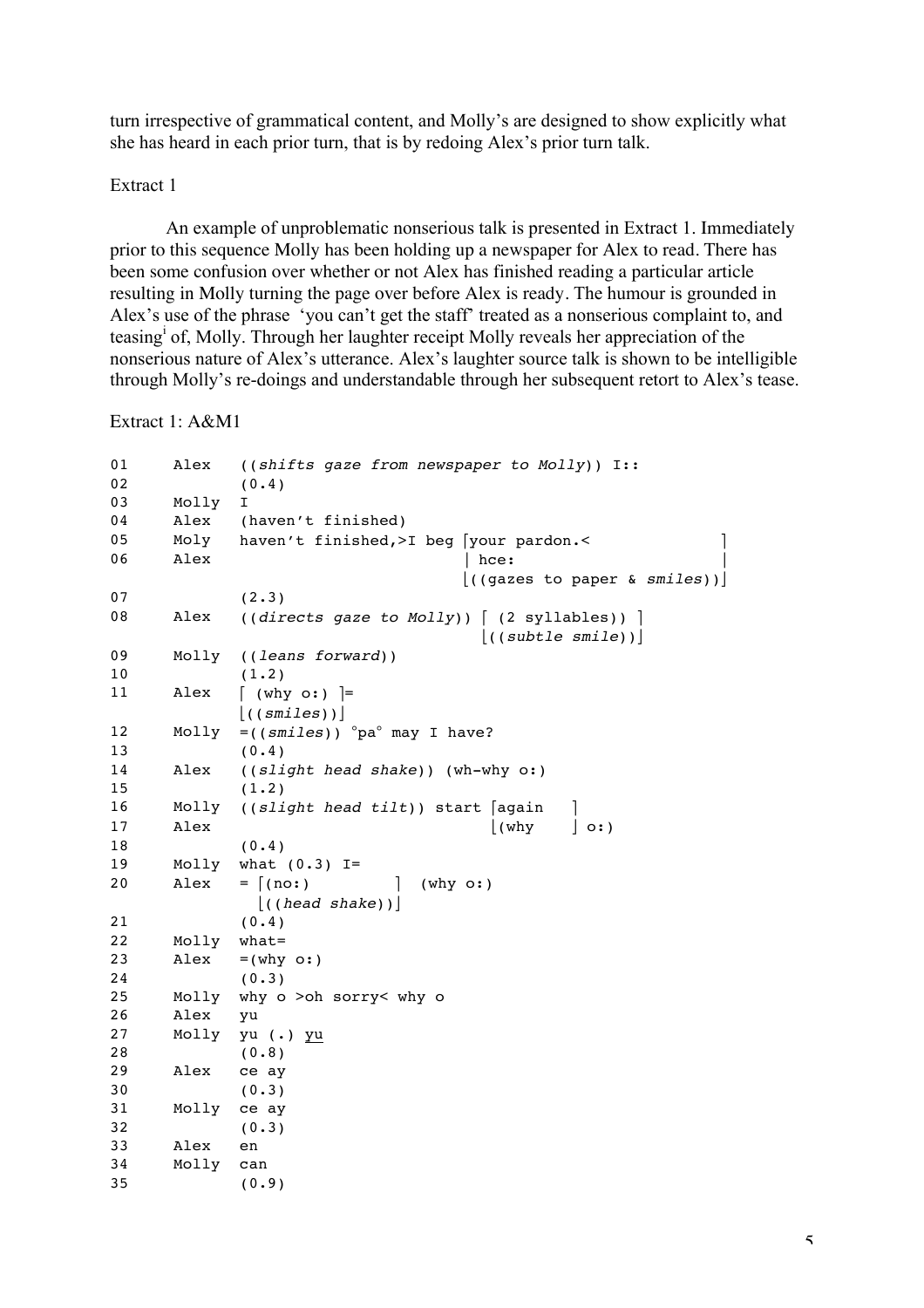turn irrespective of grammatical content, and Molly's are designed to show explicitly what she has heard in each prior turn, that is by redoing Alex's prior turn talk.

Extract 1

An example of unproblematic nonserious talk is presented in Extract 1. Immediately prior to this sequence Molly has been holding up a newspaper for Alex to read. There has been some confusion over whether or not Alex has finished reading a particular article resulting in Molly turning the page over before Alex is ready. The humour is grounded in Alex's use of the phrase 'you can't get the staff' treated as a nonserious complaint to, and teasing[i] of, Molly. Through her laughter receipt Molly reveals her appreciation of the nonserious nature of Alex's utterance. Alex's laughter source talk is shown to be intelligible through Molly's re-doings and understandable through her subsequent retort to Alex's tease.

Extract 1: A&M1

```
01     Alex   ((shifts gaze from newspaper to Molly)) I::
02            (0.4)
03     Molly  I
04     Alex   (haven't finished)
05     Moly   haven't finished,>I beg ⌈your pardon.<              ⌉
06     Alex                           | hce:                       |
                                      ⌊((gazes to paper & smiles))⌋
07            (2.3)
08     Alex   ((directs gaze to Molly)) ⌈ (2 syllables)) ⌉
                                        ⌊((subtle smile))⌋
09     Molly  ((leans forward))
10            (1.2)
11     Alex   ⌈ (why o:) ⌉=
              ⌊((smiles))⌋
12     Molly  =((smiles)) °pa° may I have?
13            (0.4)
14     Alex   ((slight head shake)) (wh-why o:)
15            (1.2)
16     Molly  ((slight head tilt)) start ⌈again   ⌉
17     Alex                              ⌊(why    ⌋ o:)
18            (0.4)
19     Molly  what (0.3) I=
20     Alex   = ⌈(no:)         ⌉  (why o:)
                ⌊((head shake))⌋
21            (0.4)
22     Molly  what=
23     Alex   =(why o:)
24            (0.3)
25     Molly  why o >oh sorry< why o
26     Alex   yu
27     Molly  yu (.) yu
28            (0.8)
29     Alex   ce ay
30            (0.3)
31     Molly  ce ay
32            (0.3)
33     Alex   en
34     Molly  can
35            (0.9)
```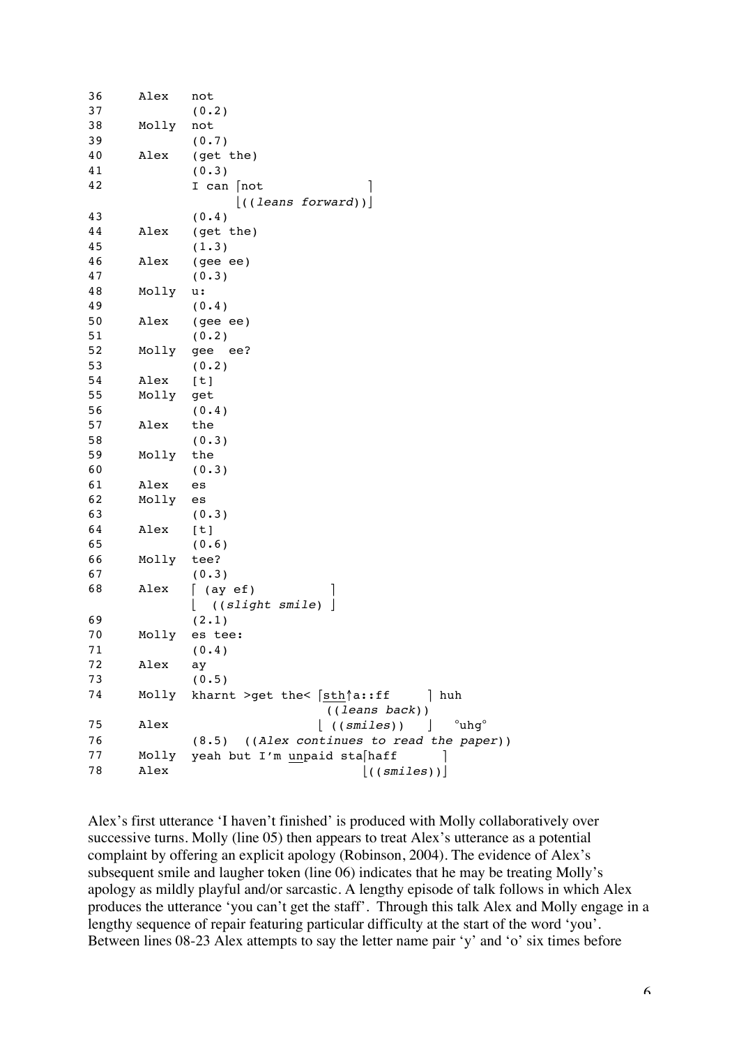```
36     Alex   not
37            (0.2)
38     Molly  not
39            (0.7)
40     Alex   (get the)
41            (0.3)
42            I can ⌈not               ⌉
                    ⌊((leans forward))⌋
43            (0.4)
44     Alex   (get the)
45            (1.3)
46     Alex   (gee ee)
47            (0.3)
48     Molly  u:
49            (0.4)
50     Alex   (gee ee)
51            (0.2)
52     Molly  gee  ee?
53            (0.2)
54     Alex   [t]
55     Molly  get
56            (0.4)
57     Alex   the
58            (0.3)
59     Molly  the
60            (0.3)
61     Alex   es
62     Molly  es
63            (0.3)
64     Alex   [t]
65            (0.6)
66     Molly  tee?
67            (0.3)
68     Alex   ⌈ (ay ef)          ⌉
              ⌊  ((slight smile) ⌋
69            (2.1)
70     Molly  es tee:
71            (0.4)
72     Alex   ay
73            (0.5)
74     Molly  kharnt >get the< ⌈sth↑a::ff     ⌉ huh
                                ((leans back))
75     Alex                    ⌊ ((smiles))   ⌋  °uhg°
76            (8.5)  ((Alex continues to read the paper))
77     Molly  yeah but I'm unpaid sta⌈haff      ⌉
78     Alex                          ⌊((smiles))⌋
```

Alex's first utterance 'I haven't finished' is produced with Molly collaboratively over successive turns. Molly (line 05) then appears to treat Alex's utterance as a potential complaint by offering an explicit apology (Robinson, 2004). The evidence of Alex's subsequent smile and laugher token (line 06) indicates that he may be treating Molly's apology as mildly playful and/or sarcastic. A lengthy episode of talk follows in which Alex produces the utterance 'you can't get the staff'. Through this talk Alex and Molly engage in a lengthy sequence of repair featuring particular difficulty at the start of the word 'you'. Between lines 08-23 Alex attempts to say the letter name pair 'y' and 'o' six times before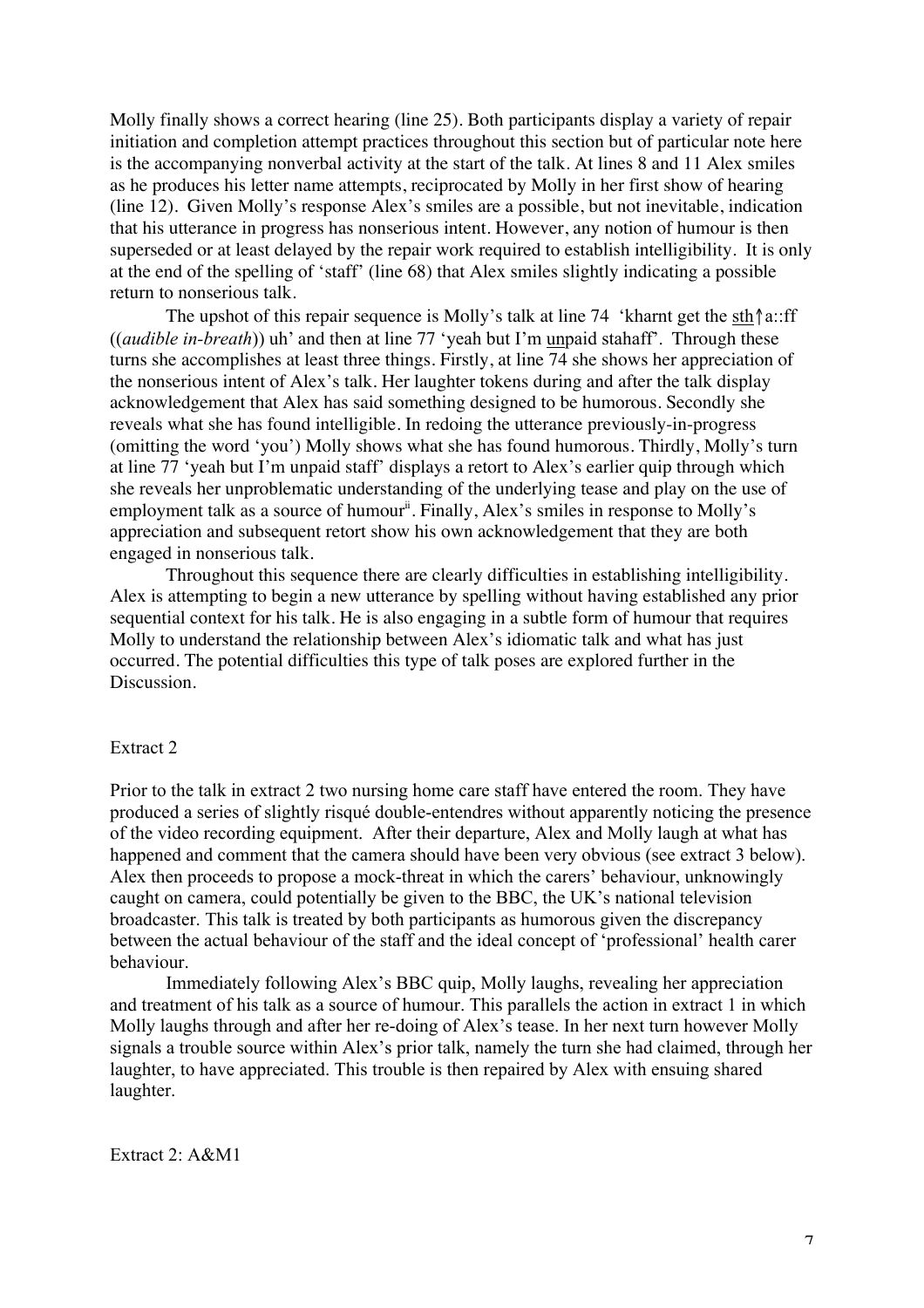Molly finally shows a correct hearing (line 25). Both participants display a variety of repair initiation and completion attempt practices throughout this section but of particular note here is the accompanying nonverbal activity at the start of the talk. At lines 8 and 11 Alex smiles as he produces his letter name attempts, reciprocated by Molly in her first show of hearing (line 12). Given Molly's response Alex's smiles are a possible, but not inevitable, indication that his utterance in progress has nonserious intent. However, any notion of humour is then superseded or at least delayed by the repair work required to establish intelligibility. It is only at the end of the spelling of 'staff' (line 68) that Alex smiles slightly indicating a possible return to nonserious talk.

The upshot of this repair sequence is Molly's talk at line 74 'kharnt get the <u>sth</u>↑a::ff ((*audible in-breath*)) uh' and then at line 77 'yeah but I'm <u>un</u>paid stahaff'. Through these turns she accomplishes at least three things. Firstly, at line 74 she shows her appreciation of the nonserious intent of Alex's talk. Her laughter tokens during and after the talk display acknowledgement that Alex has said something designed to be humorous. Secondly she reveals what she has found intelligible. In redoing the utterance previously-in-progress (omitting the word 'you') Molly shows what she has found humorous. Thirdly, Molly's turn at line 77 'yeah but I'm unpaid staff' displays a retort to Alex's earlier quip through which she reveals her unproblematic understanding of the underlying tease and play on the use of employment talk as a source of humour[ii]. Finally, Alex's smiles in response to Molly's appreciation and subsequent retort show his own acknowledgement that they are both engaged in nonserious talk.

Throughout this sequence there are clearly difficulties in establishing intelligibility. Alex is attempting to begin a new utterance by spelling without having established any prior sequential context for his talk. He is also engaging in a subtle form of humour that requires Molly to understand the relationship between Alex's idiomatic talk and what has just occurred. The potential difficulties this type of talk poses are explored further in the Discussion.

Extract 2

Prior to the talk in extract 2 two nursing home care staff have entered the room. They have produced a series of slightly risqué double-entendres without apparently noticing the presence of the video recording equipment. After their departure, Alex and Molly laugh at what has happened and comment that the camera should have been very obvious (see extract 3 below). Alex then proceeds to propose a mock-threat in which the carers' behaviour, unknowingly caught on camera, could potentially be given to the BBC, the UK's national television broadcaster. This talk is treated by both participants as humorous given the discrepancy between the actual behaviour of the staff and the ideal concept of 'professional' health carer behaviour.

Immediately following Alex's BBC quip, Molly laughs, revealing her appreciation and treatment of his talk as a source of humour. This parallels the action in extract 1 in which Molly laughs through and after her re-doing of Alex's tease. In her next turn however Molly signals a trouble source within Alex's prior talk, namely the turn she had claimed, through her laughter, to have appreciated. This trouble is then repaired by Alex with ensuing shared laughter.

Extract 2: A&M1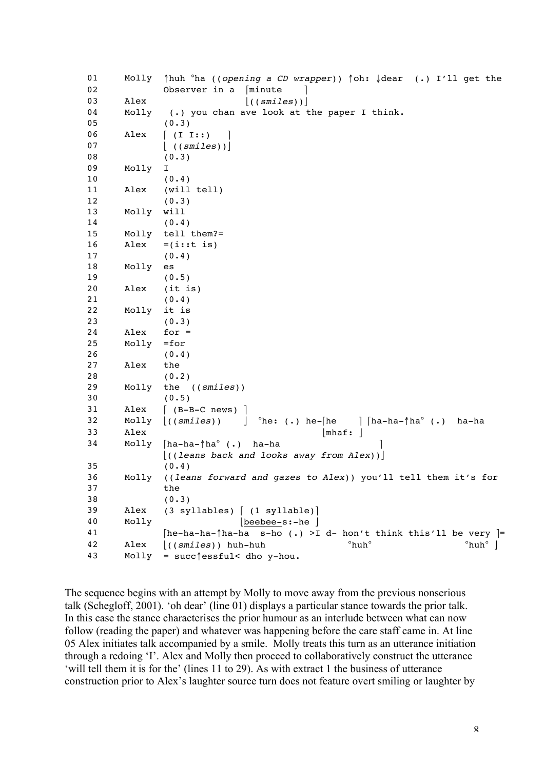```
01      Molly   ↑huh °ha ((opening a CD wrapper)) ↑oh: ↓dear  (.) I'll get the
02              Observer in a ⌈minute     ⌉
03      Alex                  ⌊((smiles))⌋
04      Molly    (.) you chan ave look at the paper I think.
05              (0.3)
06      Alex    ⌈ (I I::)    ⌉
07              ⌊ ((smiles))⌋
08              (0.3)
09      Molly   I
10              (0.4)
11      Alex    (will tell)
12              (0.3)
13      Molly   will
14              (0.4)
15      Molly   tell them?=
16      Alex    =(i::t is)
17              (0.4)
18      Molly   es
19              (0.5)
20      Alex    (it is)
21              (0.4)
22      Molly   it is
23              (0.3)
24      Alex    for =
25      Molly   =for
26              (0.4)
27      Alex    the
28              (0.2)
29      Molly   the  ((smiles))
30              (0.5)
31      Alex    ⌈ (B-B-C news) ⌉
32      Molly   ⌊((smiles))    ⌋  °he: (.) he-⌈he    ⌉ ⌈ha-ha-↑ha° (.)  ha-ha
33      Alex                                 ⌊mhaf: ⌋
34      Molly   ⌈ha-ha-↑ha° (.)  ha-ha                    ⌉
                ⌊((leans back and looks away from Alex))⌋
35              (0.4)
36      Molly   ((leans forward and gazes to Alex)) you'll tell them it's for
37              the
38              (0.3)
39      Alex    (3 syllables) ⌈ (1 syllable)⌉
40      Molly                 ⌊beebee-s:-he ⌋
41              ⌈he-ha-ha-↑ha-ha  s-ho (.) >I d- hon't think this'll be very ⌉=
42      Alex    ⌊((smiles)) huh-huh              °huh°                 °huh° ⌋
43      Molly   = succ↑essful< dho y-hou.
```

The sequence begins with an attempt by Molly to move away from the previous nonserious talk (Schegloff, 2001). 'oh dear' (line 01) displays a particular stance towards the prior talk. In this case the stance characterises the prior humour as an interlude between what can now follow (reading the paper) and whatever was happening before the care staff came in. At line 05 Alex initiates talk accompanied by a smile. Molly treats this turn as an utterance initiation through a redoing 'I'. Alex and Molly then proceed to collaboratively construct the utterance 'will tell them it is for the' (lines 11 to 29). As with extract 1 the business of utterance construction prior to Alex's laughter source turn does not feature overt smiling or laughter by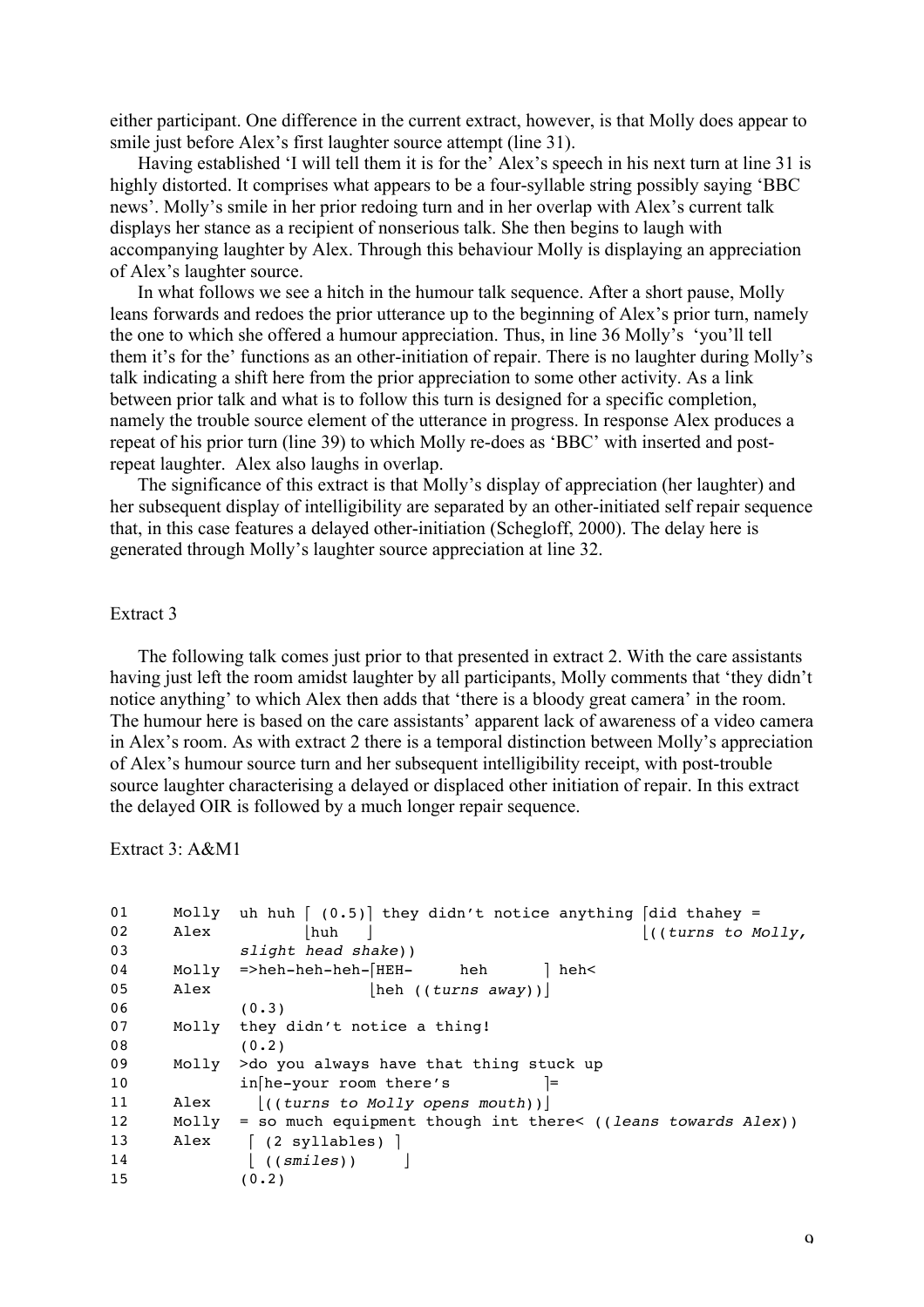either participant. One difference in the current extract, however, is that Molly does appear to smile just before Alex's first laughter source attempt (line 31).

Having established 'I will tell them it is for the' Alex's speech in his next turn at line 31 is highly distorted. It comprises what appears to be a four-syllable string possibly saying 'BBC news'. Molly's smile in her prior redoing turn and in her overlap with Alex's current talk displays her stance as a recipient of nonserious talk. She then begins to laugh with accompanying laughter by Alex. Through this behaviour Molly is displaying an appreciation of Alex's laughter source.

In what follows we see a hitch in the humour talk sequence. After a short pause, Molly leans forwards and redoes the prior utterance up to the beginning of Alex's prior turn, namely the one to which she offered a humour appreciation. Thus, in line 36 Molly's 'you'll tell them it's for the' functions as an other-initiation of repair. There is no laughter during Molly's talk indicating a shift here from the prior appreciation to some other activity. As a link between prior talk and what is to follow this turn is designed for a specific completion, namely the trouble source element of the utterance in progress. In response Alex produces a repeat of his prior turn (line 39) to which Molly re-does as 'BBC' with inserted and post-repeat laughter. Alex also laughs in overlap.

The significance of this extract is that Molly's display of appreciation (her laughter) and her subsequent display of intelligibility are separated by an other-initiated self repair sequence that, in this case features a delayed other-initiation (Schegloff, 2000). The delay here is generated through Molly's laughter source appreciation at line 32.

## Extract 3

The following talk comes just prior to that presented in extract 2. With the care assistants having just left the room amidst laughter by all participants, Molly comments that 'they didn't notice anything' to which Alex then adds that 'there is a bloody great camera' in the room. The humour here is based on the care assistants' apparent lack of awareness of a video camera in Alex's room. As with extract 2 there is a temporal distinction between Molly's appreciation of Alex's humour source turn and her subsequent intelligibility receipt, with post-trouble source laughter characterising a delayed or displaced other initiation of repair. In this extract the delayed OIR is followed by a much longer repair sequence.

Extract 3: A&M1

```
01     Molly  uh huh ⌈ (0.5)⌉ they didn't notice anything ⌈did thahey =
02     Alex          ⌊huh   ⌋                            ⌊((turns to Molly,
03            slight head shake))
04     Molly  =>heh-heh-heh-⌈HEH-     heh      ⌉ heh<
05     Alex                 ⌊heh ((turns away))⌋
06            (0.3)
07     Molly  they didn't notice a thing!
08            (0.2)
09     Molly  >do you always have that thing stuck up
10            in⌈he-your room there's          ⌉=
11     Alex     ⌊((turns to Molly opens mouth))⌋
12     Molly  = so much equipment though int there< ((leans towards Alex))
13     Alex    ⌈ (2 syllables) ⌉
14             ⌊ ((smiles))    ⌋
15            (0.2)
```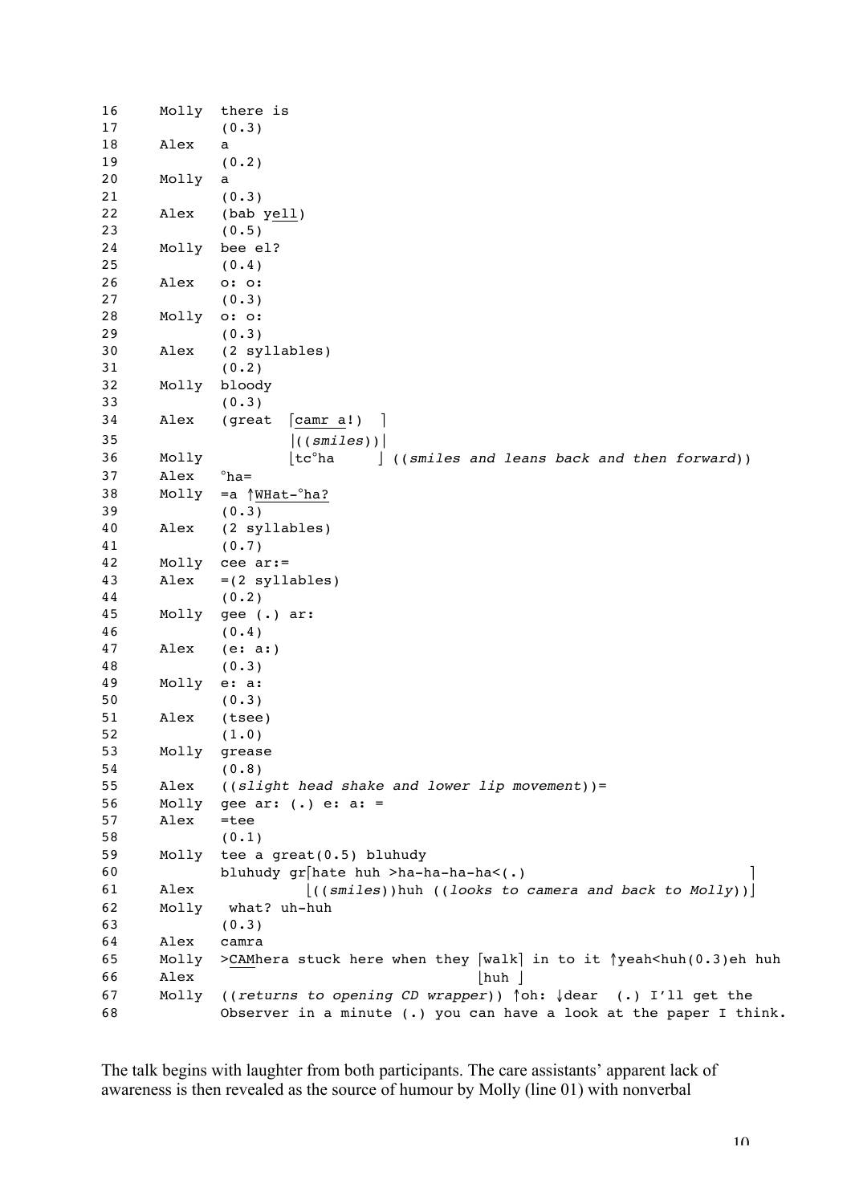```
16     Molly  there is
17            (0.3)
18     Alex   a
19            (0.2)
20     Molly  a
21            (0.3)
22     Alex   (bab yell)
23            (0.5)
24     Molly  bee el?
25            (0.4)
26     Alex   o: o:
27            (0.3)
28     Molly  o: o:
29            (0.3)
30     Alex   (2 syllables)
31            (0.2)
32     Molly  bloody
33            (0.3)
34     Alex   (great  ⌈camr a!)  ⌉
35                    |((smiles))|
36     Molly          ⌊tc°ha     ⌋ ((smiles and leans back and then forward))
37     Alex   °ha=
38     Molly  =a ↑WHat-°ha?
39            (0.3)
40     Alex   (2 syllables)
41            (0.7)
42     Molly  cee ar:=
43     Alex   =(2 syllables)
44            (0.2)
45     Molly  gee (.) ar:
46            (0.4)
47     Alex   (e: a:)
48            (0.3)
49     Molly  e: a:
50            (0.3)
51     Alex   (tsee)
52            (1.0)
53     Molly  grease
54            (0.8)
55     Alex   ((slight head shake and lower lip movement))=
56     Molly  gee ar: (.) e: a: =
57     Alex   =tee
58            (0.1)
59     Molly  tee a great(0.5) bluhudy
60            bluhudy gr⌈hate huh >ha-ha-ha-ha<(.)                          ⌉
61     Alex             ⌊((smiles))huh ((looks to camera and back to Molly))⌋
62     Molly   what? uh-huh
63            (0.3)
64     Alex   camra
65     Molly  >CAMhera stuck here when they ⌈walk⌉ in to it ↑yeah<huh(0.3)eh huh
66     Alex                                 ⌊huh ⌋
67     Molly  ((returns to opening CD wrapper)) ↑oh: ↓dear  (.) I'll get the
68            Observer in a minute (.) you can have a look at the paper I think.
```

The talk begins with laughter from both participants. The care assistants' apparent lack of awareness is then revealed as the source of humour by Molly (line 01) with nonverbal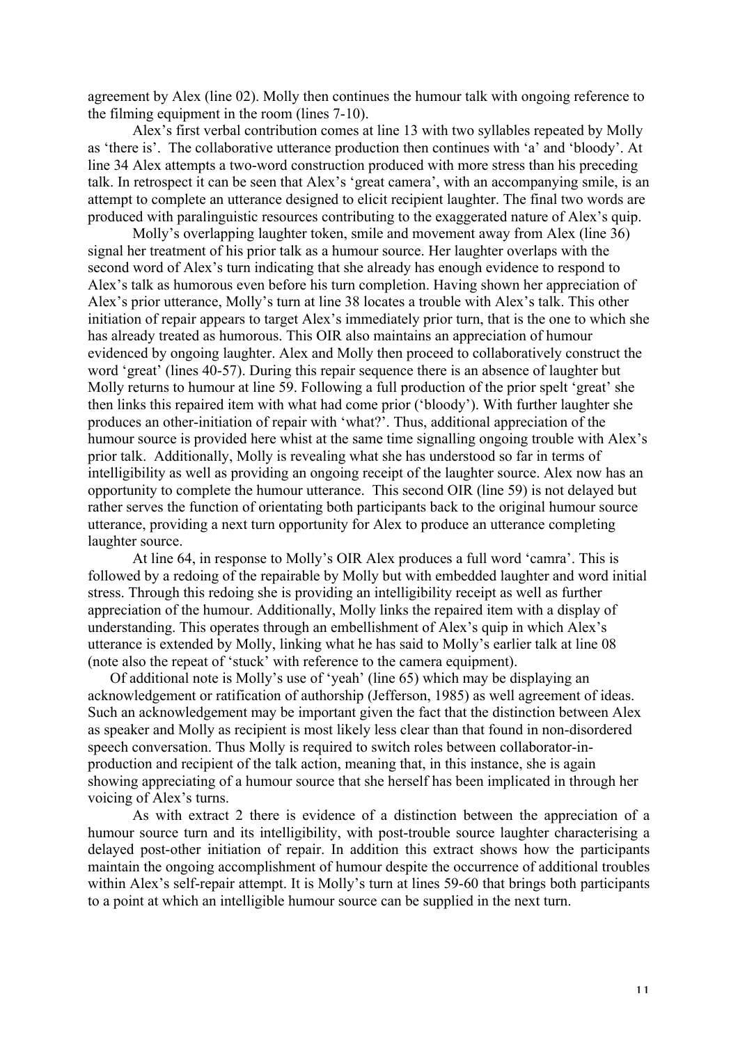agreement by Alex (line 02). Molly then continues the humour talk with ongoing reference to the filming equipment in the room (lines 7-10).

Alex's first verbal contribution comes at line 13 with two syllables repeated by Molly as 'there is'. The collaborative utterance production then continues with 'a' and 'bloody'. At line 34 Alex attempts a two-word construction produced with more stress than his preceding talk. In retrospect it can be seen that Alex's 'great camera', with an accompanying smile, is an attempt to complete an utterance designed to elicit recipient laughter. The final two words are produced with paralinguistic resources contributing to the exaggerated nature of Alex's quip.

Molly's overlapping laughter token, smile and movement away from Alex (line 36) signal her treatment of his prior talk as a humour source. Her laughter overlaps with the second word of Alex's turn indicating that she already has enough evidence to respond to Alex's talk as humorous even before his turn completion. Having shown her appreciation of Alex's prior utterance, Molly's turn at line 38 locates a trouble with Alex's talk. This other initiation of repair appears to target Alex's immediately prior turn, that is the one to which she has already treated as humorous. This OIR also maintains an appreciation of humour evidenced by ongoing laughter. Alex and Molly then proceed to collaboratively construct the word 'great' (lines 40-57). During this repair sequence there is an absence of laughter but Molly returns to humour at line 59. Following a full production of the prior spelt 'great' she then links this repaired item with what had come prior ('bloody'). With further laughter she produces an other-initiation of repair with 'what?'. Thus, additional appreciation of the humour source is provided here whist at the same time signalling ongoing trouble with Alex's prior talk. Additionally, Molly is revealing what she has understood so far in terms of intelligibility as well as providing an ongoing receipt of the laughter source. Alex now has an opportunity to complete the humour utterance. This second OIR (line 59) is not delayed but rather serves the function of orientating both participants back to the original humour source utterance, providing a next turn opportunity for Alex to produce an utterance completing laughter source.

At line 64, in response to Molly's OIR Alex produces a full word 'camra'. This is followed by a redoing of the repairable by Molly but with embedded laughter and word initial stress. Through this redoing she is providing an intelligibility receipt as well as further appreciation of the humour. Additionally, Molly links the repaired item with a display of understanding. This operates through an embellishment of Alex's quip in which Alex's utterance is extended by Molly, linking what he has said to Molly's earlier talk at line 08 (note also the repeat of 'stuck' with reference to the camera equipment).

Of additional note is Molly's use of 'yeah' (line 65) which may be displaying an acknowledgement or ratification of authorship (Jefferson, 1985) as well agreement of ideas. Such an acknowledgement may be important given the fact that the distinction between Alex as speaker and Molly as recipient is most likely less clear than that found in non-disordered speech conversation. Thus Molly is required to switch roles between collaborator-in-production and recipient of the talk action, meaning that, in this instance, she is again showing appreciating of a humour source that she herself has been implicated in through her voicing of Alex's turns.

As with extract 2 there is evidence of a distinction between the appreciation of a humour source turn and its intelligibility, with post-trouble source laughter characterising a delayed post-other initiation of repair. In addition this extract shows how the participants maintain the ongoing accomplishment of humour despite the occurrence of additional troubles within Alex's self-repair attempt. It is Molly's turn at lines 59-60 that brings both participants to a point at which an intelligible humour source can be supplied in the next turn.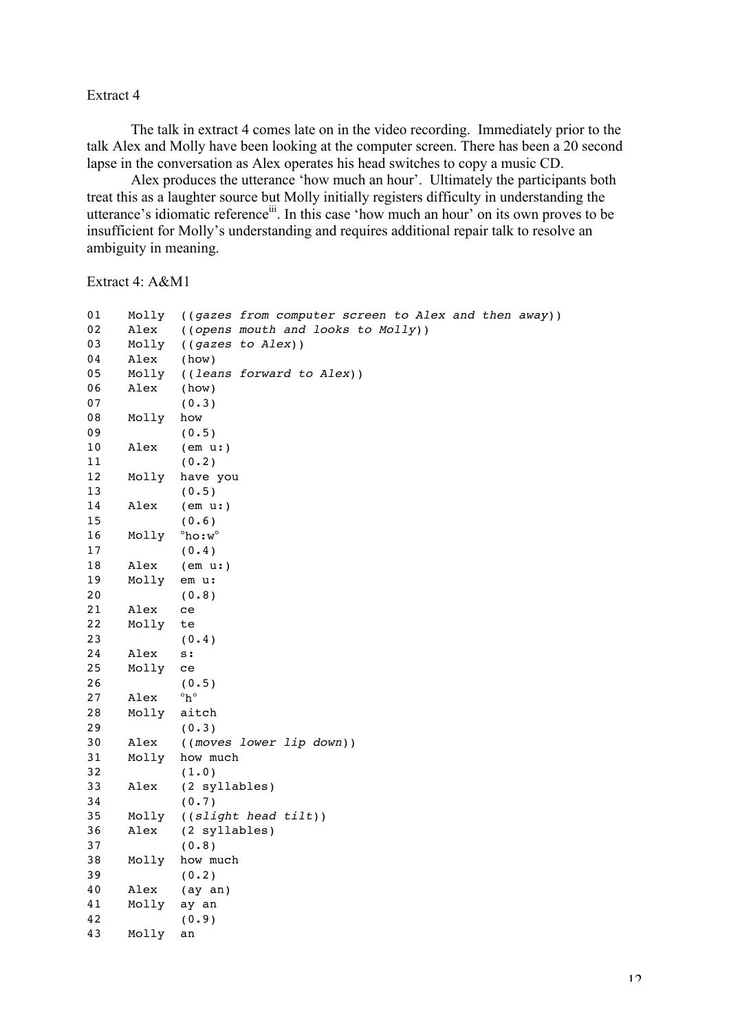Extract 4

The talk in extract 4 comes late on in the video recording. Immediately prior to the talk Alex and Molly have been looking at the computer screen. There has been a 20 second lapse in the conversation as Alex operates his head switches to copy a music CD.

Alex produces the utterance 'how much an hour'. Ultimately the participants both treat this as a laughter source but Molly initially registers difficulty in understanding the utterance's idiomatic reference[iii]. In this case 'how much an hour' on its own proves to be insufficient for Molly's understanding and requires additional repair talk to resolve an ambiguity in meaning.

Extract 4: A&M1

```
01    Molly  ((gazes from computer screen to Alex and then away))
02    Alex   ((opens mouth and looks to Molly))
03    Molly  ((gazes to Alex))
04    Alex   (how)
05    Molly  ((leans forward to Alex))
06    Alex   (how)
07           (0.3)
08    Molly  how
09           (0.5)
10    Alex   (em u:)
11           (0.2)
12    Molly  have you
13           (0.5)
14    Alex   (em u:)
15           (0.6)
16    Molly  °ho:w°
17           (0.4)
18    Alex   (em u:)
19    Molly  em u:
20           (0.8)
21    Alex   ce
22    Molly  te
23           (0.4)
24    Alex   s:
25    Molly  ce
26           (0.5)
27    Alex   °h°
28    Molly  aitch
29           (0.3)
30    Alex   ((moves lower lip down))
31    Molly  how much
32           (1.0)
33    Alex   (2 syllables)
34           (0.7)
35    Molly  ((slight head tilt))
36    Alex   (2 syllables)
37           (0.8)
38    Molly  how much
39           (0.2)
40    Alex   (ay an)
41    Molly  ay an
42           (0.9)
43    Molly  an
```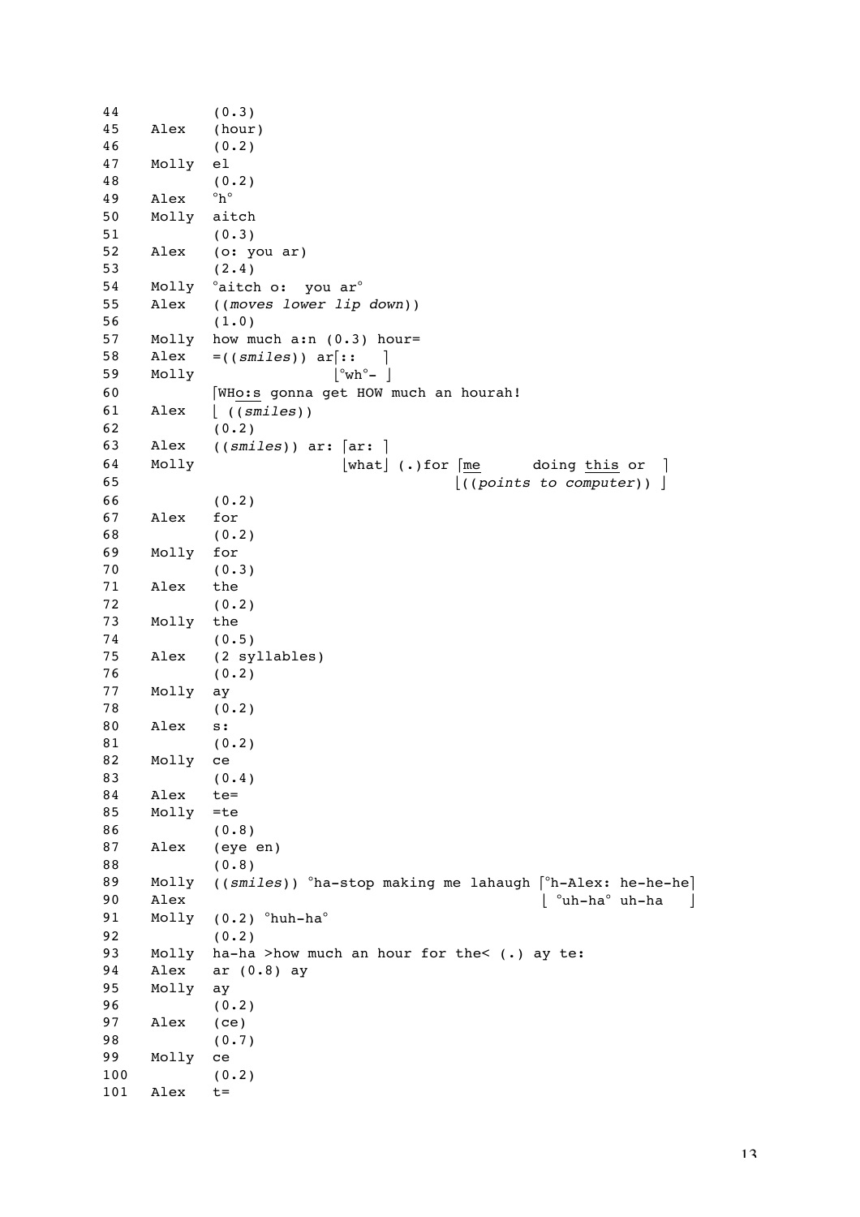```
44          (0.3)
45   Alex   (hour)
46          (0.2)
47   Molly  el
48          (0.2)
49   Alex   °h°
50   Molly  aitch
51          (0.3)
52   Alex   (o: you ar)
53          (2.4)
54   Molly  °aitch o:  you ar°
55   Alex   ((moves lower lip down))
56          (1.0)
57   Molly  how much a:n (0.3) hour=
58   Alex   =((smiles)) ar[::   ]
59   Molly                [°wh°- ]
60          [WHo:s gonna get HOW much an hourah!
61   Alex   [ ((smiles))
62          (0.2)
63   Alex   ((smiles)) ar: [ar: ]
64   Molly                 [what] (.)for [me      doing this or  ]
65                                       [((points to computer)) ]
66          (0.2)
67   Alex   for
68          (0.2)
69   Molly  for
70          (0.3)
71   Alex   the
72          (0.2)
73   Molly  the
74          (0.5)
75   Alex   (2 syllables)
76          (0.2)
77   Molly  ay
78          (0.2)
80   Alex   s:
81          (0.2)
82   Molly  ce
83          (0.4)
84   Alex   te=
85   Molly  =te
86          (0.8)
87   Alex   (eye en)
88          (0.8)
89   Molly  ((smiles)) °ha-stop making me lahaugh [°h-Alex: he-he-he]
90   Alex                                         [ °uh-ha° uh-ha    ]
91   Molly  (0.2) °huh-ha°
92          (0.2)
93   Molly  ha-ha >how much an hour for the< (.) ay te:
94   Alex   ar (0.8) ay
95   Molly  ay
96          (0.2)
97   Alex   (ce)
98          (0.7)
99   Molly  ce
100         (0.2)
101  Alex   t=
```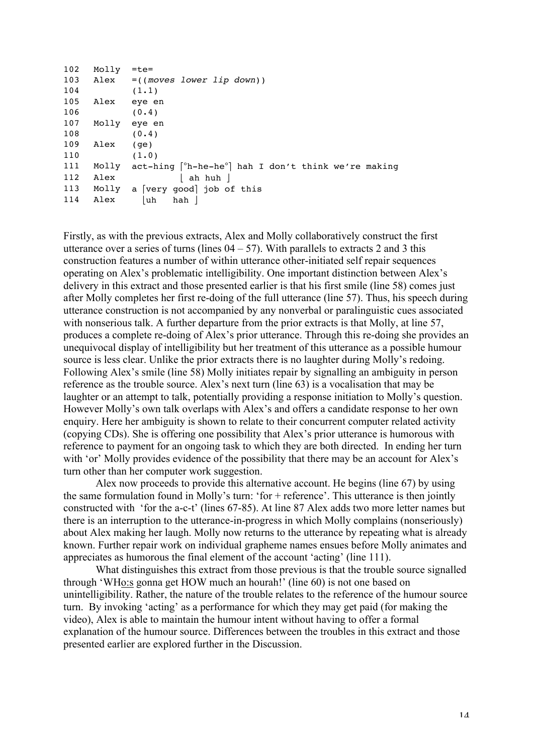```
102   Molly  =te=
103   Alex   =((moves lower lip down))
104          (1.1)
105   Alex   eye en
106          (0.4)
107   Molly  eye en
108          (0.4)
109   Alex   (ge)
110          (1.0)
111   Molly  act-hing ⌈°h-he-he°⌉ hah I don't think we're making
112   Alex            ⌊ ah huh ⌋
113   Molly  a ⌈very good⌉ job of this
114   Alex     ⌊uh   hah ⌋
```

Firstly, as with the previous extracts, Alex and Molly collaboratively construct the first utterance over a series of turns (lines 04 – 57). With parallels to extracts 2 and 3 this construction features a number of within utterance other-initiated self repair sequences operating on Alex's problematic intelligibility. One important distinction between Alex's delivery in this extract and those presented earlier is that his first smile (line 58) comes just after Molly completes her first re-doing of the full utterance (line 57). Thus, his speech during utterance construction is not accompanied by any nonverbal or paralinguistic cues associated with nonserious talk. A further departure from the prior extracts is that Molly, at line 57, produces a complete re-doing of Alex's prior utterance. Through this re-doing she provides an unequivocal display of intelligibility but her treatment of this utterance as a possible humour source is less clear. Unlike the prior extracts there is no laughter during Molly's redoing. Following Alex's smile (line 58) Molly initiates repair by signalling an ambiguity in person reference as the trouble source. Alex's next turn (line 63) is a vocalisation that may be laughter or an attempt to talk, potentially providing a response initiation to Molly's question. However Molly's own talk overlaps with Alex's and offers a candidate response to her own enquiry. Here her ambiguity is shown to relate to their concurrent computer related activity (copying CDs). She is offering one possibility that Alex's prior utterance is humorous with reference to payment for an ongoing task to which they are both directed. In ending her turn with 'or' Molly provides evidence of the possibility that there may be an account for Alex's turn other than her computer work suggestion.

Alex now proceeds to provide this alternative account. He begins (line 67) by using the same formulation found in Molly's turn: 'for + reference'. This utterance is then jointly constructed with 'for the a-c-t' (lines 67-85). At line 87 Alex adds two more letter names but there is an interruption to the utterance-in-progress in which Molly complains (nonseriously) about Alex making her laugh. Molly now returns to the utterance by repeating what is already known. Further repair work on individual grapheme names ensues before Molly animates and appreciates as humorous the final element of the account 'acting' (line 111).

What distinguishes this extract from those previous is that the trouble source signalled through 'WHo:s gonna get HOW much an hourah!' (line 60) is not one based on unintelligibility. Rather, the nature of the trouble relates to the reference of the humour source turn. By invoking 'acting' as a performance for which they may get paid (for making the video), Alex is able to maintain the humour intent without having to offer a formal explanation of the humour source. Differences between the troubles in this extract and those presented earlier are explored further in the Discussion.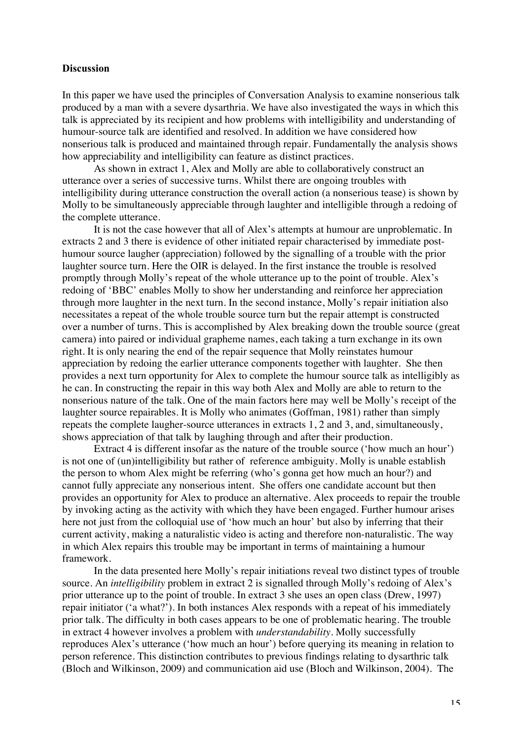**Discussion**

In this paper we have used the principles of Conversation Analysis to examine nonserious talk produced by a man with a severe dysarthria. We have also investigated the ways in which this talk is appreciated by its recipient and how problems with intelligibility and understanding of humour-source talk are identified and resolved. In addition we have considered how nonserious talk is produced and maintained through repair. Fundamentally the analysis shows how appreciability and intelligibility can feature as distinct practices.

As shown in extract 1, Alex and Molly are able to collaboratively construct an utterance over a series of successive turns. Whilst there are ongoing troubles with intelligibility during utterance construction the overall action (a nonserious tease) is shown by Molly to be simultaneously appreciable through laughter and intelligible through a redoing of the complete utterance.

It is not the case however that all of Alex's attempts at humour are unproblematic. In extracts 2 and 3 there is evidence of other initiated repair characterised by immediate post-humour source laugher (appreciation) followed by the signalling of a trouble with the prior laughter source turn. Here the OIR is delayed. In the first instance the trouble is resolved promptly through Molly's repeat of the whole utterance up to the point of trouble. Alex's redoing of 'BBC' enables Molly to show her understanding and reinforce her appreciation through more laughter in the next turn. In the second instance, Molly's repair initiation also necessitates a repeat of the whole trouble source turn but the repair attempt is constructed over a number of turns. This is accomplished by Alex breaking down the trouble source (great camera) into paired or individual grapheme names, each taking a turn exchange in its own right. It is only nearing the end of the repair sequence that Molly reinstates humour appreciation by redoing the earlier utterance components together with laughter. She then provides a next turn opportunity for Alex to complete the humour source talk as intelligibly as he can. In constructing the repair in this way both Alex and Molly are able to return to the nonserious nature of the talk. One of the main factors here may well be Molly's receipt of the laughter source repairables. It is Molly who animates (Goffman, 1981) rather than simply repeats the complete laugher-source utterances in extracts 1, 2 and 3, and, simultaneously, shows appreciation of that talk by laughing through and after their production.

Extract 4 is different insofar as the nature of the trouble source ('how much an hour') is not one of (un)intelligibility but rather of reference ambiguity. Molly is unable establish the person to whom Alex might be referring (who's gonna get how much an hour?) and cannot fully appreciate any nonserious intent. She offers one candidate account but then provides an opportunity for Alex to produce an alternative. Alex proceeds to repair the trouble by invoking acting as the activity with which they have been engaged. Further humour arises here not just from the colloquial use of 'how much an hour' but also by inferring that their current activity, making a naturalistic video is acting and therefore non-naturalistic. The way in which Alex repairs this trouble may be important in terms of maintaining a humour framework.

In the data presented here Molly's repair initiations reveal two distinct types of trouble source. An *intelligibility* problem in extract 2 is signalled through Molly's redoing of Alex's prior utterance up to the point of trouble. In extract 3 she uses an open class (Drew, 1997) repair initiator ('a what?'). In both instances Alex responds with a repeat of his immediately prior talk. The difficulty in both cases appears to be one of problematic hearing. The trouble in extract 4 however involves a problem with *understandability*. Molly successfully reproduces Alex's utterance ('how much an hour') before querying its meaning in relation to person reference. This distinction contributes to previous findings relating to dysarthric talk (Bloch and Wilkinson, 2009) and communication aid use (Bloch and Wilkinson, 2004). The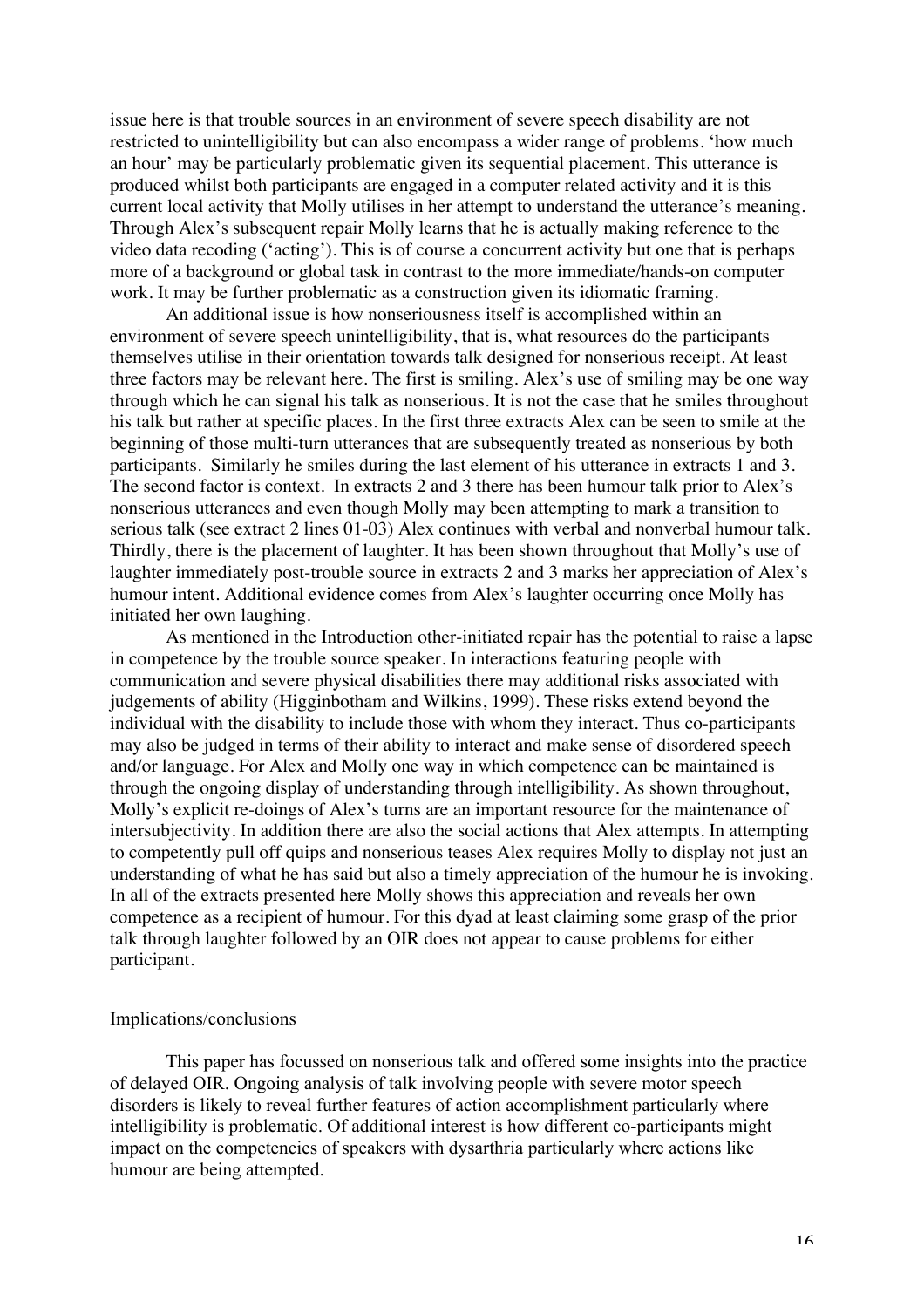issue here is that trouble sources in an environment of severe speech disability are not restricted to unintelligibility but can also encompass a wider range of problems. 'how much an hour' may be particularly problematic given its sequential placement. This utterance is produced whilst both participants are engaged in a computer related activity and it is this current local activity that Molly utilises in her attempt to understand the utterance's meaning. Through Alex's subsequent repair Molly learns that he is actually making reference to the video data recoding ('acting'). This is of course a concurrent activity but one that is perhaps more of a background or global task in contrast to the more immediate/hands-on computer work. It may be further problematic as a construction given its idiomatic framing.

An additional issue is how nonseriousness itself is accomplished within an environment of severe speech unintelligibility, that is, what resources do the participants themselves utilise in their orientation towards talk designed for nonserious receipt. At least three factors may be relevant here. The first is smiling. Alex's use of smiling may be one way through which he can signal his talk as nonserious. It is not the case that he smiles throughout his talk but rather at specific places. In the first three extracts Alex can be seen to smile at the beginning of those multi-turn utterances that are subsequently treated as nonserious by both participants. Similarly he smiles during the last element of his utterance in extracts 1 and 3. The second factor is context. In extracts 2 and 3 there has been humour talk prior to Alex's nonserious utterances and even though Molly may been attempting to mark a transition to serious talk (see extract 2 lines 01-03) Alex continues with verbal and nonverbal humour talk. Thirdly, there is the placement of laughter. It has been shown throughout that Molly's use of laughter immediately post-trouble source in extracts 2 and 3 marks her appreciation of Alex's humour intent. Additional evidence comes from Alex's laughter occurring once Molly has initiated her own laughing.

As mentioned in the Introduction other-initiated repair has the potential to raise a lapse in competence by the trouble source speaker. In interactions featuring people with communication and severe physical disabilities there may additional risks associated with judgements of ability (Higginbotham and Wilkins, 1999). These risks extend beyond the individual with the disability to include those with whom they interact. Thus co-participants may also be judged in terms of their ability to interact and make sense of disordered speech and/or language. For Alex and Molly one way in which competence can be maintained is through the ongoing display of understanding through intelligibility. As shown throughout, Molly's explicit re-doings of Alex's turns are an important resource for the maintenance of intersubjectivity. In addition there are also the social actions that Alex attempts. In attempting to competently pull off quips and nonserious teases Alex requires Molly to display not just an understanding of what he has said but also a timely appreciation of the humour he is invoking. In all of the extracts presented here Molly shows this appreciation and reveals her own competence as a recipient of humour. For this dyad at least claiming some grasp of the prior talk through laughter followed by an OIR does not appear to cause problems for either participant.

## Implications/conclusions

This paper has focussed on nonserious talk and offered some insights into the practice of delayed OIR. Ongoing analysis of talk involving people with severe motor speech disorders is likely to reveal further features of action accomplishment particularly where intelligibility is problematic. Of additional interest is how different co-participants might impact on the competencies of speakers with dysarthria particularly where actions like humour are being attempted.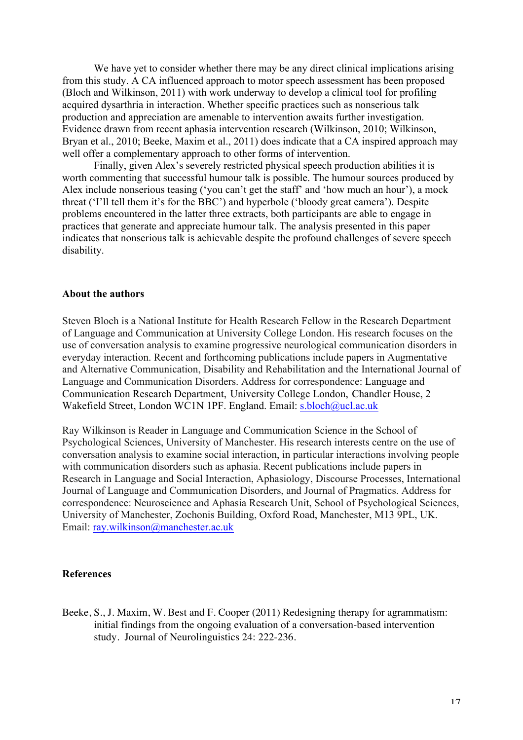We have yet to consider whether there may be any direct clinical implications arising from this study. A CA influenced approach to motor speech assessment has been proposed (Bloch and Wilkinson, 2011) with work underway to develop a clinical tool for profiling acquired dysarthria in interaction. Whether specific practices such as nonserious talk production and appreciation are amenable to intervention awaits further investigation. Evidence drawn from recent aphasia intervention research (Wilkinson, 2010; Wilkinson, Bryan et al., 2010; Beeke, Maxim et al., 2011) does indicate that a CA inspired approach may well offer a complementary approach to other forms of intervention.

Finally, given Alex's severely restricted physical speech production abilities it is worth commenting that successful humour talk is possible. The humour sources produced by Alex include nonserious teasing ('you can't get the staff' and 'how much an hour'), a mock threat ('I'll tell them it's for the BBC') and hyperbole ('bloody great camera'). Despite problems encountered in the latter three extracts, both participants are able to engage in practices that generate and appreciate humour talk. The analysis presented in this paper indicates that nonserious talk is achievable despite the profound challenges of severe speech disability.

## About the authors

Steven Bloch is a National Institute for Health Research Fellow in the Research Department of Language and Communication at University College London. His research focuses on the use of conversation analysis to examine progressive neurological communication disorders in everyday interaction. Recent and forthcoming publications include papers in Augmentative and Alternative Communication, Disability and Rehabilitation and the International Journal of Language and Communication Disorders. Address for correspondence: Language and Communication Research Department, University College London, Chandler House, 2 Wakefield Street, London WC1N 1PF. England. Email: s.bloch@ucl.ac.uk

Ray Wilkinson is Reader in Language and Communication Science in the School of Psychological Sciences, University of Manchester. His research interests centre on the use of conversation analysis to examine social interaction, in particular interactions involving people with communication disorders such as aphasia. Recent publications include papers in Research in Language and Social Interaction, Aphasiology, Discourse Processes, International Journal of Language and Communication Disorders, and Journal of Pragmatics. Address for correspondence: Neuroscience and Aphasia Research Unit, School of Psychological Sciences, University of Manchester, Zochonis Building, Oxford Road, Manchester, M13 9PL, UK. Email: ray.wilkinson@manchester.ac.uk

## References

Beeke, S., J. Maxim, W. Best and F. Cooper (2011) Redesigning therapy for agrammatism: initial findings from the ongoing evaluation of a conversation-based intervention study. Journal of Neurolinguistics 24: 222-236.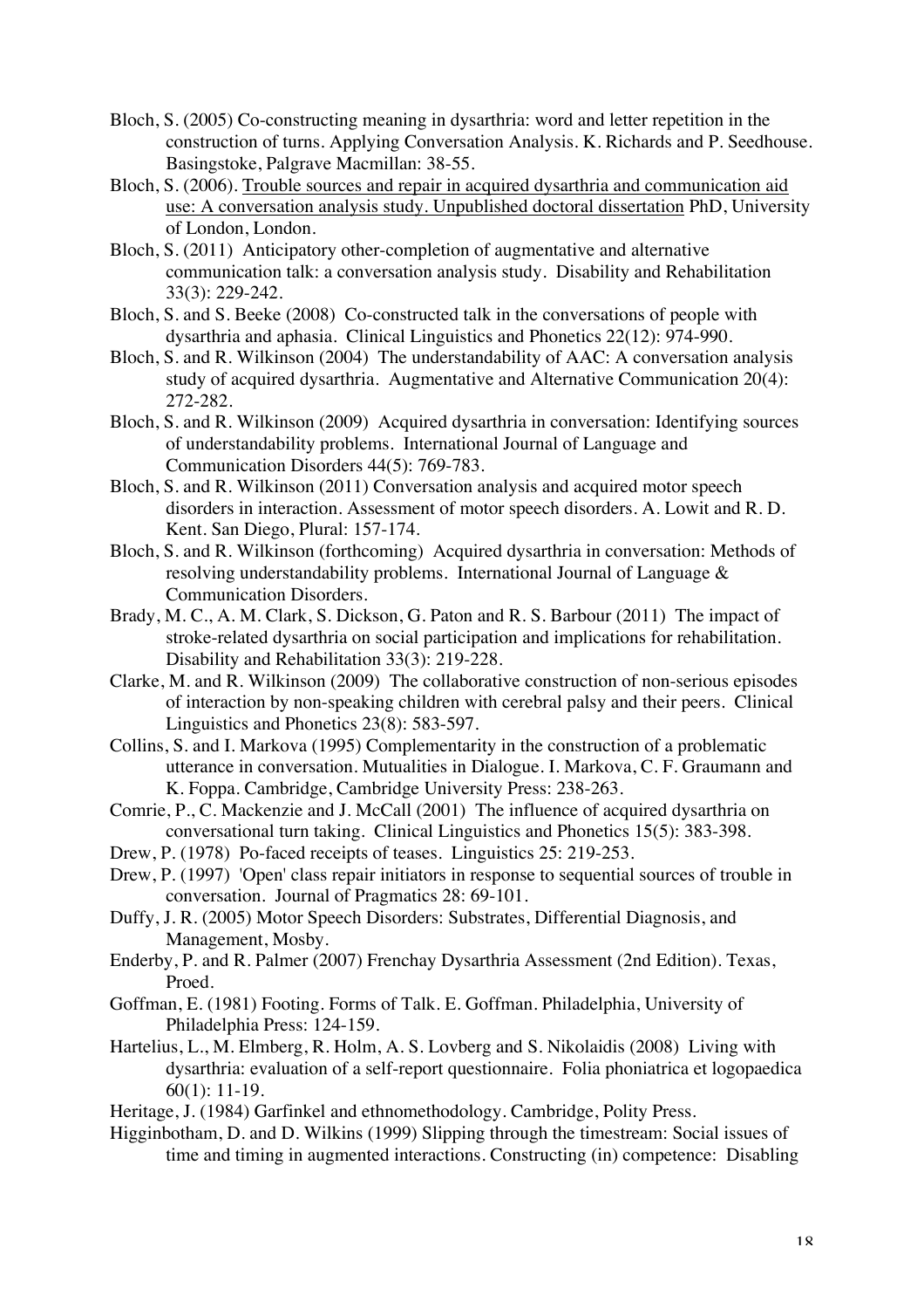Bloch, S. (2005) Co-constructing meaning in dysarthria: word and letter repetition in the construction of turns. Applying Conversation Analysis. K. Richards and P. Seedhouse. Basingstoke, Palgrave Macmillan: 38-55.

Bloch, S. (2006). Trouble sources and repair in acquired dysarthria and communication aid use: A conversation analysis study. Unpublished doctoral dissertation PhD, University of London, London.

Bloch, S. (2011) Anticipatory other-completion of augmentative and alternative communication talk: a conversation analysis study. Disability and Rehabilitation 33(3): 229-242.

Bloch, S. and S. Beeke (2008) Co-constructed talk in the conversations of people with dysarthria and aphasia. Clinical Linguistics and Phonetics 22(12): 974-990.

Bloch, S. and R. Wilkinson (2004) The understandability of AAC: A conversation analysis study of acquired dysarthria. Augmentative and Alternative Communication 20(4): 272-282.

Bloch, S. and R. Wilkinson (2009) Acquired dysarthria in conversation: Identifying sources of understandability problems. International Journal of Language and Communication Disorders 44(5): 769-783.

Bloch, S. and R. Wilkinson (2011) Conversation analysis and acquired motor speech disorders in interaction. Assessment of motor speech disorders. A. Lowit and R. D. Kent. San Diego, Plural: 157-174.

Bloch, S. and R. Wilkinson (forthcoming) Acquired dysarthria in conversation: Methods of resolving understandability problems. International Journal of Language & Communication Disorders.

Brady, M. C., A. M. Clark, S. Dickson, G. Paton and R. S. Barbour (2011) The impact of stroke-related dysarthria on social participation and implications for rehabilitation. Disability and Rehabilitation 33(3): 219-228.

Clarke, M. and R. Wilkinson (2009) The collaborative construction of non-serious episodes of interaction by non-speaking children with cerebral palsy and their peers. Clinical Linguistics and Phonetics 23(8): 583-597.

Collins, S. and I. Markova (1995) Complementarity in the construction of a problematic utterance in conversation. Mutualities in Dialogue. I. Markova, C. F. Graumann and K. Foppa. Cambridge, Cambridge University Press: 238-263.

Comrie, P., C. Mackenzie and J. McCall (2001) The influence of acquired dysarthria on conversational turn taking. Clinical Linguistics and Phonetics 15(5): 383-398.

Drew, P. (1978) Po-faced receipts of teases. Linguistics 25: 219-253.

Drew, P. (1997) 'Open' class repair initiators in response to sequential sources of trouble in conversation. Journal of Pragmatics 28: 69-101.

Duffy, J. R. (2005) Motor Speech Disorders: Substrates, Differential Diagnosis, and Management, Mosby.

Enderby, P. and R. Palmer (2007) Frenchay Dysarthria Assessment (2nd Edition). Texas, Proed.

Goffman, E. (1981) Footing. Forms of Talk. E. Goffman. Philadelphia, University of Philadelphia Press: 124-159.

Hartelius, L., M. Elmberg, R. Holm, A. S. Lovberg and S. Nikolaidis (2008) Living with dysarthria: evaluation of a self-report questionnaire. Folia phoniatrica et logopaedica 60(1): 11-19.

Heritage, J. (1984) Garfinkel and ethnomethodology. Cambridge, Polity Press.

Higginbotham, D. and D. Wilkins (1999) Slipping through the timestream: Social issues of time and timing in augmented interactions. Constructing (in) competence: Disabling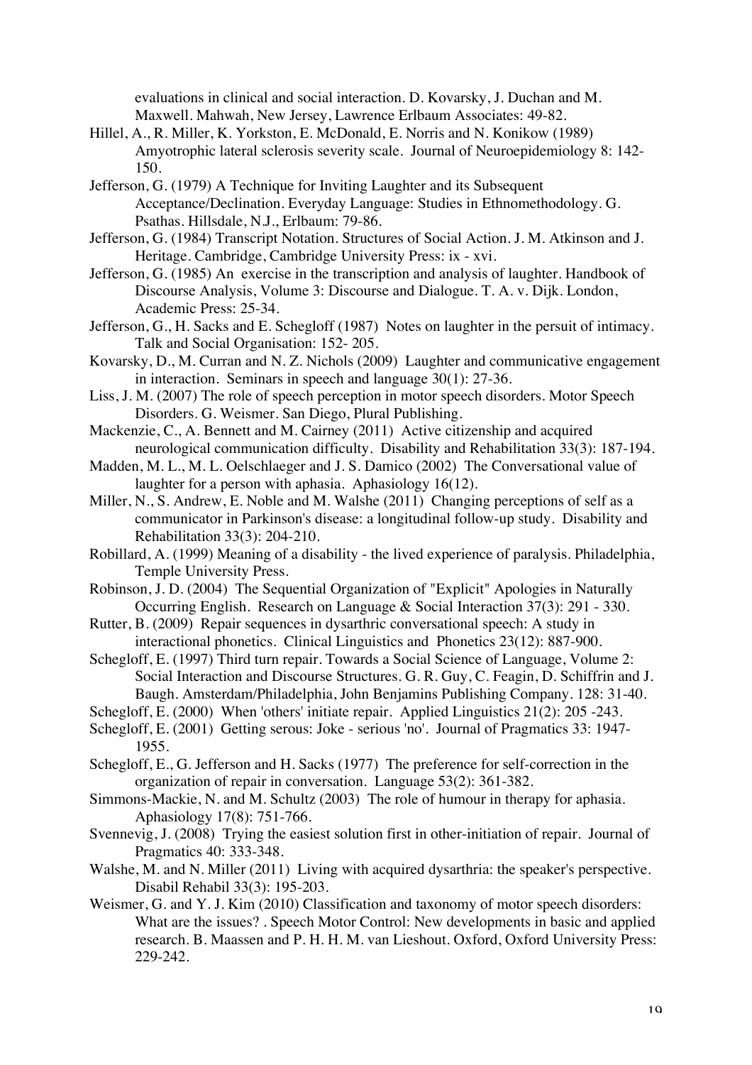evaluations in clinical and social interaction. D. Kovarsky, J. Duchan and M. Maxwell. Mahwah, New Jersey, Lawrence Erlbaum Associates: 49-82.

Hillel, A., R. Miller, K. Yorkston, E. McDonald, E. Norris and N. Konikow (1989) Amyotrophic lateral sclerosis severity scale. Journal of Neuroepidemiology 8: 142-150.

Jefferson, G. (1979) A Technique for Inviting Laughter and its Subsequent Acceptance/Declination. Everyday Language: Studies in Ethnomethodology. G. Psathas. Hillsdale, N.J., Erlbaum: 79-86.

Jefferson, G. (1984) Transcript Notation. Structures of Social Action. J. M. Atkinson and J. Heritage. Cambridge, Cambridge University Press: ix - xvi.

Jefferson, G. (1985) An exercise in the transcription and analysis of laughter. Handbook of Discourse Analysis, Volume 3: Discourse and Dialogue. T. A. v. Dijk. London, Academic Press: 25-34.

Jefferson, G., H. Sacks and E. Schegloff (1987) Notes on laughter in the persuit of intimacy. Talk and Social Organisation: 152- 205.

Kovarsky, D., M. Curran and N. Z. Nichols (2009) Laughter and communicative engagement in interaction. Seminars in speech and language 30(1): 27-36.

Liss, J. M. (2007) The role of speech perception in motor speech disorders. Motor Speech Disorders. G. Weismer. San Diego, Plural Publishing.

Mackenzie, C., A. Bennett and M. Cairney (2011) Active citizenship and acquired neurological communication difficulty. Disability and Rehabilitation 33(3): 187-194.

Madden, M. L., M. L. Oelschlaeger and J. S. Damico (2002) The Conversational value of laughter for a person with aphasia. Aphasiology 16(12).

Miller, N., S. Andrew, E. Noble and M. Walshe (2011) Changing perceptions of self as a communicator in Parkinson's disease: a longitudinal follow-up study. Disability and Rehabilitation 33(3): 204-210.

Robillard, A. (1999) Meaning of a disability - the lived experience of paralysis. Philadelphia, Temple University Press.

Robinson, J. D. (2004) The Sequential Organization of "Explicit" Apologies in Naturally Occurring English. Research on Language & Social Interaction 37(3): 291 - 330.

Rutter, B. (2009) Repair sequences in dysarthric conversational speech: A study in interactional phonetics. Clinical Linguistics and Phonetics 23(12): 887-900.

Schegloff, E. (1997) Third turn repair. Towards a Social Science of Language, Volume 2: Social Interaction and Discourse Structures. G. R. Guy, C. Feagin, D. Schiffrin and J. Baugh. Amsterdam/Philadelphia, John Benjamins Publishing Company. 128: 31-40.

Schegloff, E. (2000) When 'others' initiate repair. Applied Linguistics 21(2): 205 -243.

Schegloff, E. (2001) Getting serous: Joke - serious 'no'. Journal of Pragmatics 33: 1947-1955.

Schegloff, E., G. Jefferson and H. Sacks (1977) The preference for self-correction in the organization of repair in conversation. Language 53(2): 361-382.

Simmons-Mackie, N. and M. Schultz (2003) The role of humour in therapy for aphasia. Aphasiology 17(8): 751-766.

Svennevig, J. (2008) Trying the easiest solution first in other-initiation of repair. Journal of Pragmatics 40: 333-348.

Walshe, M. and N. Miller (2011) Living with acquired dysarthria: the speaker's perspective. Disabil Rehabil 33(3): 195-203.

Weismer, G. and Y. J. Kim (2010) Classification and taxonomy of motor speech disorders: What are the issues? . Speech Motor Control: New developments in basic and applied research. B. Maassen and P. H. H. M. van Lieshout. Oxford, Oxford University Press: 229-242.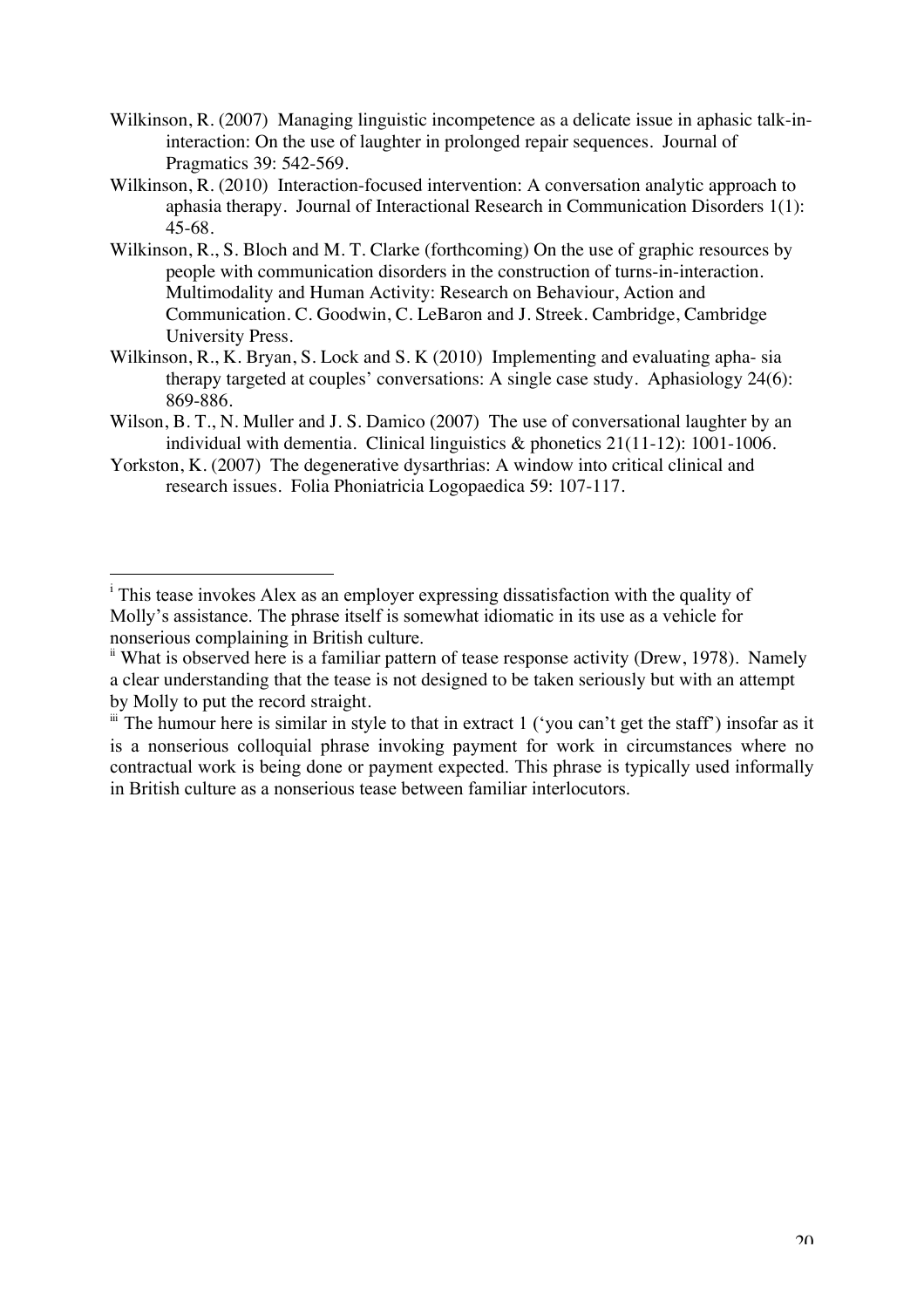Wilkinson, R. (2007) Managing linguistic incompetence as a delicate issue in aphasic talk-in-interaction: On the use of laughter in prolonged repair sequences. Journal of Pragmatics 39: 542-569.

Wilkinson, R. (2010) Interaction-focused intervention: A conversation analytic approach to aphasia therapy. Journal of Interactional Research in Communication Disorders 1(1): 45-68.

Wilkinson, R., S. Bloch and M. T. Clarke (forthcoming) On the use of graphic resources by people with communication disorders in the construction of turns-in-interaction. Multimodality and Human Activity: Research on Behaviour, Action and Communication. C. Goodwin, C. LeBaron and J. Streek. Cambridge, Cambridge University Press.

Wilkinson, R., K. Bryan, S. Lock and S. K (2010) Implementing and evaluating apha- sia therapy targeted at couples' conversations: A single case study. Aphasiology 24(6): 869-886.

Wilson, B. T., N. Muller and J. S. Damico (2007) The use of conversational laughter by an individual with dementia. Clinical linguistics & phonetics 21(11-12): 1001-1006.

Yorkston, K. (2007) The degenerative dysarthrias: A window into critical clinical and research issues. Folia Phoniatricia Logopaedica 59: 107-117.

---

[i] This tease invokes Alex as an employer expressing dissatisfaction with the quality of Molly's assistance. The phrase itself is somewhat idiomatic in its use as a vehicle for nonserious complaining in British culture.

[ii] What is observed here is a familiar pattern of tease response activity (Drew, 1978). Namely a clear understanding that the tease is not designed to be taken seriously but with an attempt by Molly to put the record straight.

[iii] The humour here is similar in style to that in extract 1 ('you can't get the staff') insofar as it is a nonserious colloquial phrase invoking payment for work in circumstances where no contractual work is being done or payment expected. This phrase is typically used informally in British culture as a nonserious tease between familiar interlocutors.